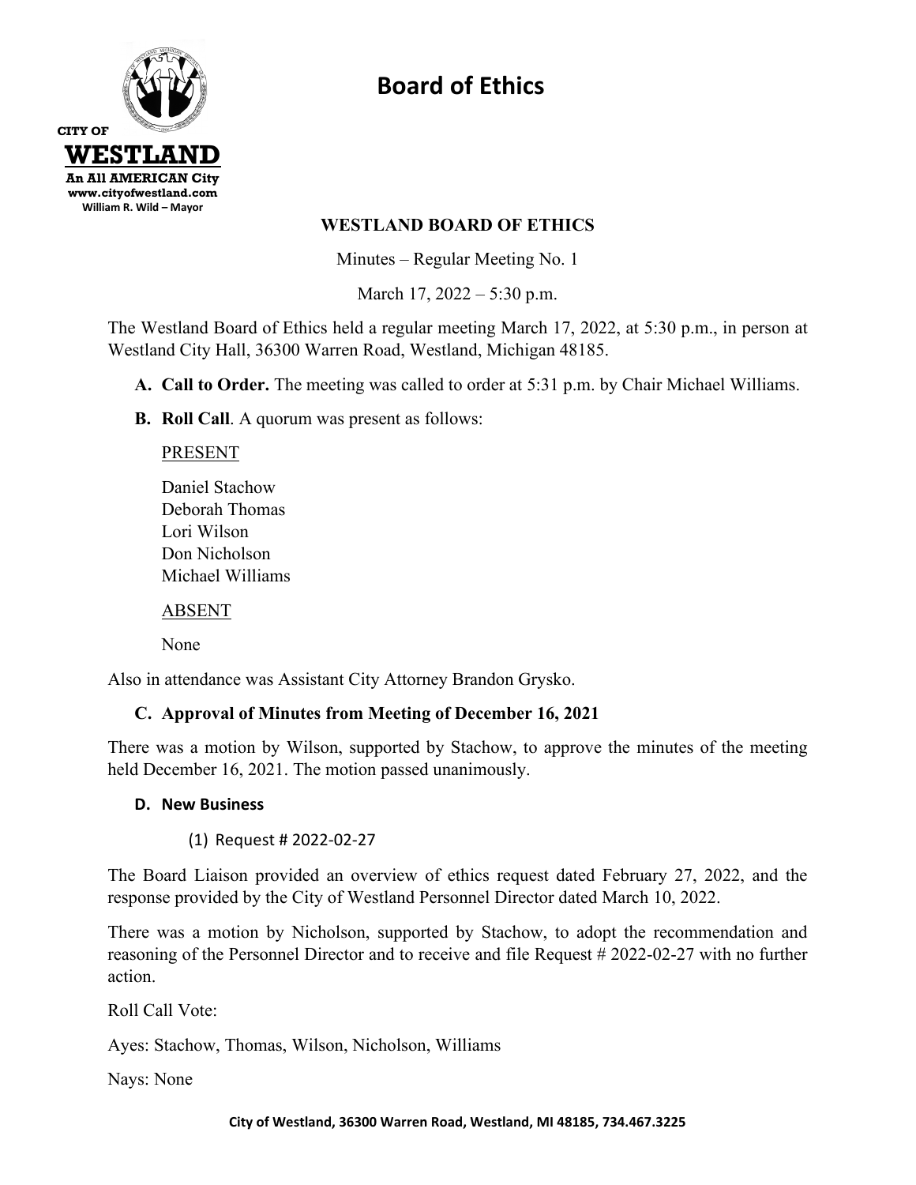CITY OF
**WESTLAND**
**An All AMERICAN City**
**www.cityofwestland.com**
**William R. Wild – Mayor**

# Board of Ethics

## WESTLAND BOARD OF ETHICS

Minutes – Regular Meeting No. 1

March 17, 2022 – 5:30 p.m.

The Westland Board of Ethics held a regular meeting March 17, 2022, at 5:30 p.m., in person at Westland City Hall, 36300 Warren Road, Westland, Michigan 48185.

**A. Call to Order.** The meeting was called to order at 5:31 p.m. by Chair Michael Williams.

**B. Roll Call**. A quorum was present as follows:

PRESENT

Daniel Stachow
Deborah Thomas
Lori Wilson
Don Nicholson
Michael Williams

ABSENT

None

Also in attendance was Assistant City Attorney Brandon Grysko.

**C. Approval of Minutes from Meeting of December 16, 2021**

There was a motion by Wilson, supported by Stachow, to approve the minutes of the meeting held December 16, 2021. The motion passed unanimously.

**D. New Business**

(1) Request # 2022-02-27

The Board Liaison provided an overview of ethics request dated February 27, 2022, and the response provided by the City of Westland Personnel Director dated March 10, 2022.

There was a motion by Nicholson, supported by Stachow, to adopt the recommendation and reasoning of the Personnel Director and to receive and file Request # 2022-02-27 with no further action.

Roll Call Vote:

Ayes: Stachow, Thomas, Wilson, Nicholson, Williams

Nays: None

City of Westland, 36300 Warren Road, Westland, MI 48185, 734.467.3225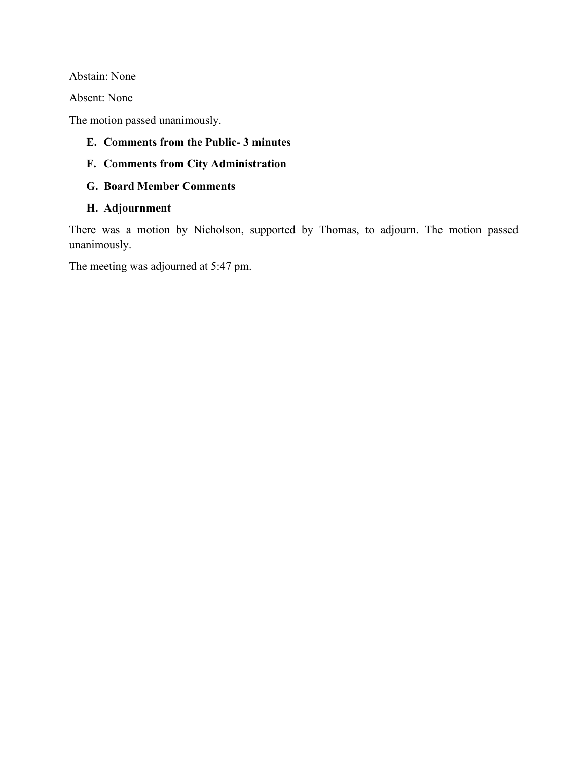Abstain: None

Absent: None

The motion passed unanimously.

**E. Comments from the Public- 3 minutes**

**F. Comments from City Administration**

**G. Board Member Comments**

**H. Adjournment**

There was a motion by Nicholson, supported by Thomas, to adjourn. The motion passed unanimously.

The meeting was adjourned at 5:47 pm.